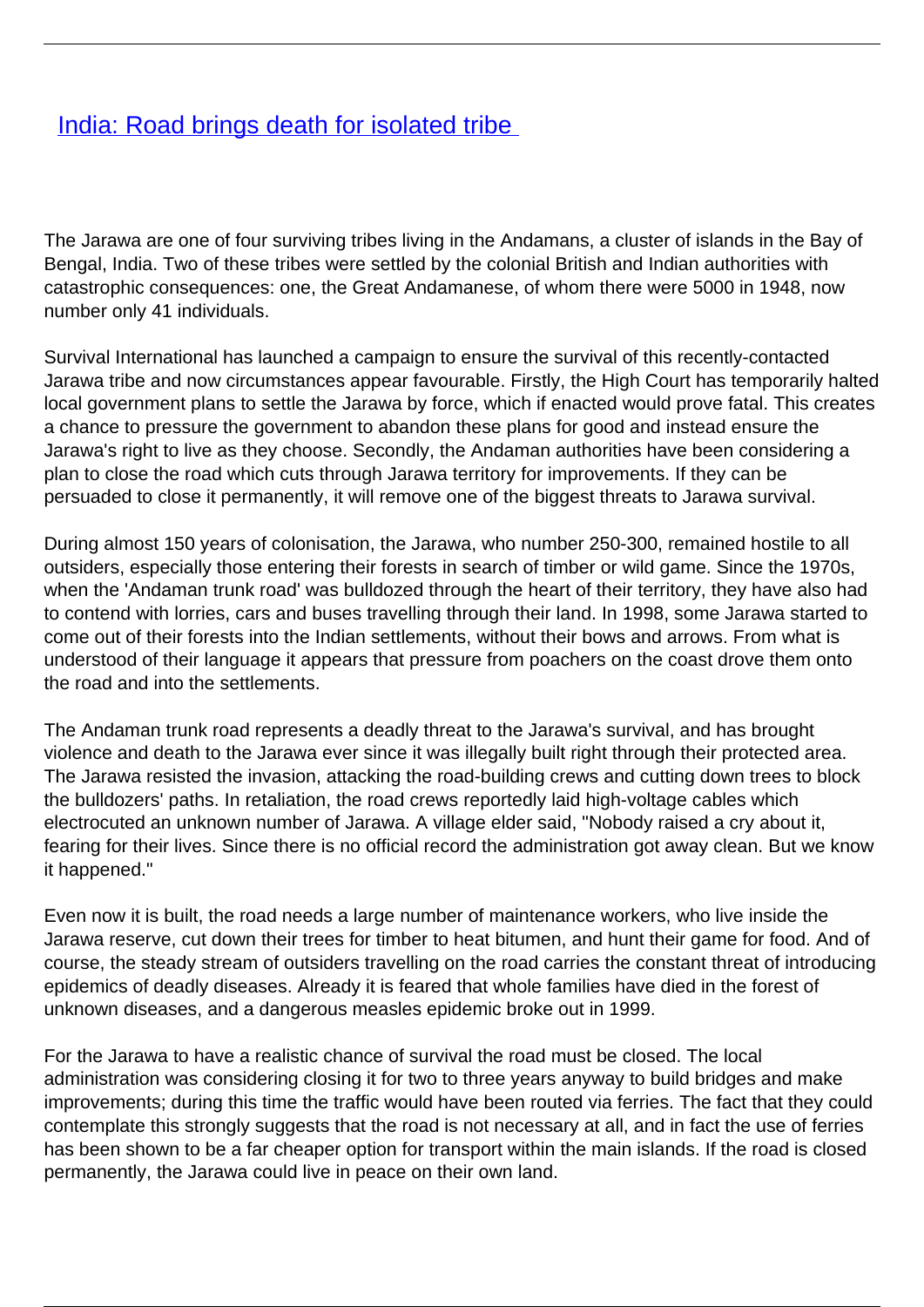# [India: Road brings death for isolated tribe](#)

The Jarawa are one of four surviving tribes living in the Andamans, a cluster of islands in the Bay of Bengal, India. Two of these tribes were settled by the colonial British and Indian authorities with catastrophic consequences: one, the Great Andamanese, of whom there were 5000 in 1948, now number only 41 individuals.

Survival International has launched a campaign to ensure the survival of this recently-contacted Jarawa tribe and now circumstances appear favourable. Firstly, the High Court has temporarily halted local government plans to settle the Jarawa by force, which if enacted would prove fatal. This creates a chance to pressure the government to abandon these plans for good and instead ensure the Jarawa's right to live as they choose. Secondly, the Andaman authorities have been considering a plan to close the road which cuts through Jarawa territory for improvements. If they can be persuaded to close it permanently, it will remove one of the biggest threats to Jarawa survival.

During almost 150 years of colonisation, the Jarawa, who number 250-300, remained hostile to all outsiders, especially those entering their forests in search of timber or wild game. Since the 1970s, when the 'Andaman trunk road' was bulldozed through the heart of their territory, they have also had to contend with lorries, cars and buses travelling through their land. In 1998, some Jarawa started to come out of their forests into the Indian settlements, without their bows and arrows. From what is understood of their language it appears that pressure from poachers on the coast drove them onto the road and into the settlements.

The Andaman trunk road represents a deadly threat to the Jarawa's survival, and has brought violence and death to the Jarawa ever since it was illegally built right through their protected area. The Jarawa resisted the invasion, attacking the road-building crews and cutting down trees to block the bulldozers' paths. In retaliation, the road crews reportedly laid high-voltage cables which electrocuted an unknown number of Jarawa. A village elder said, "Nobody raised a cry about it, fearing for their lives. Since there is no official record the administration got away clean. But we know it happened."

Even now it is built, the road needs a large number of maintenance workers, who live inside the Jarawa reserve, cut down their trees for timber to heat bitumen, and hunt their game for food. And of course, the steady stream of outsiders travelling on the road carries the constant threat of introducing epidemics of deadly diseases. Already it is feared that whole families have died in the forest of unknown diseases, and a dangerous measles epidemic broke out in 1999.

For the Jarawa to have a realistic chance of survival the road must be closed. The local administration was considering closing it for two to three years anyway to build bridges and make improvements; during this time the traffic would have been routed via ferries. The fact that they could contemplate this strongly suggests that the road is not necessary at all, and in fact the use of ferries has been shown to be a far cheaper option for transport within the main islands. If the road is closed permanently, the Jarawa could live in peace on their own land.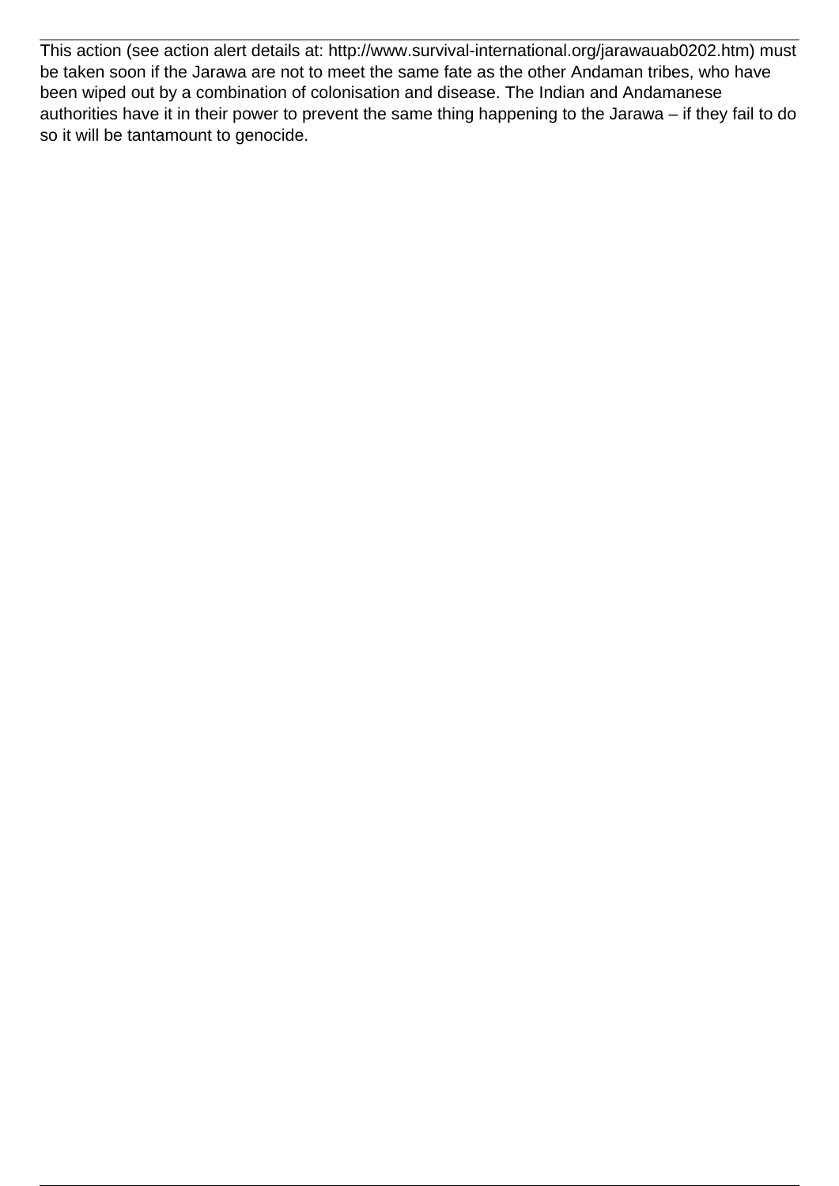This action (see action alert details at: http://www.survival-international.org/jarawauab0202.htm) must be taken soon if the Jarawa are not to meet the same fate as the other Andaman tribes, who have been wiped out by a combination of colonisation and disease. The Indian and Andamanese authorities have it in their power to prevent the same thing happening to the Jarawa – if they fail to do so it will be tantamount to genocide.